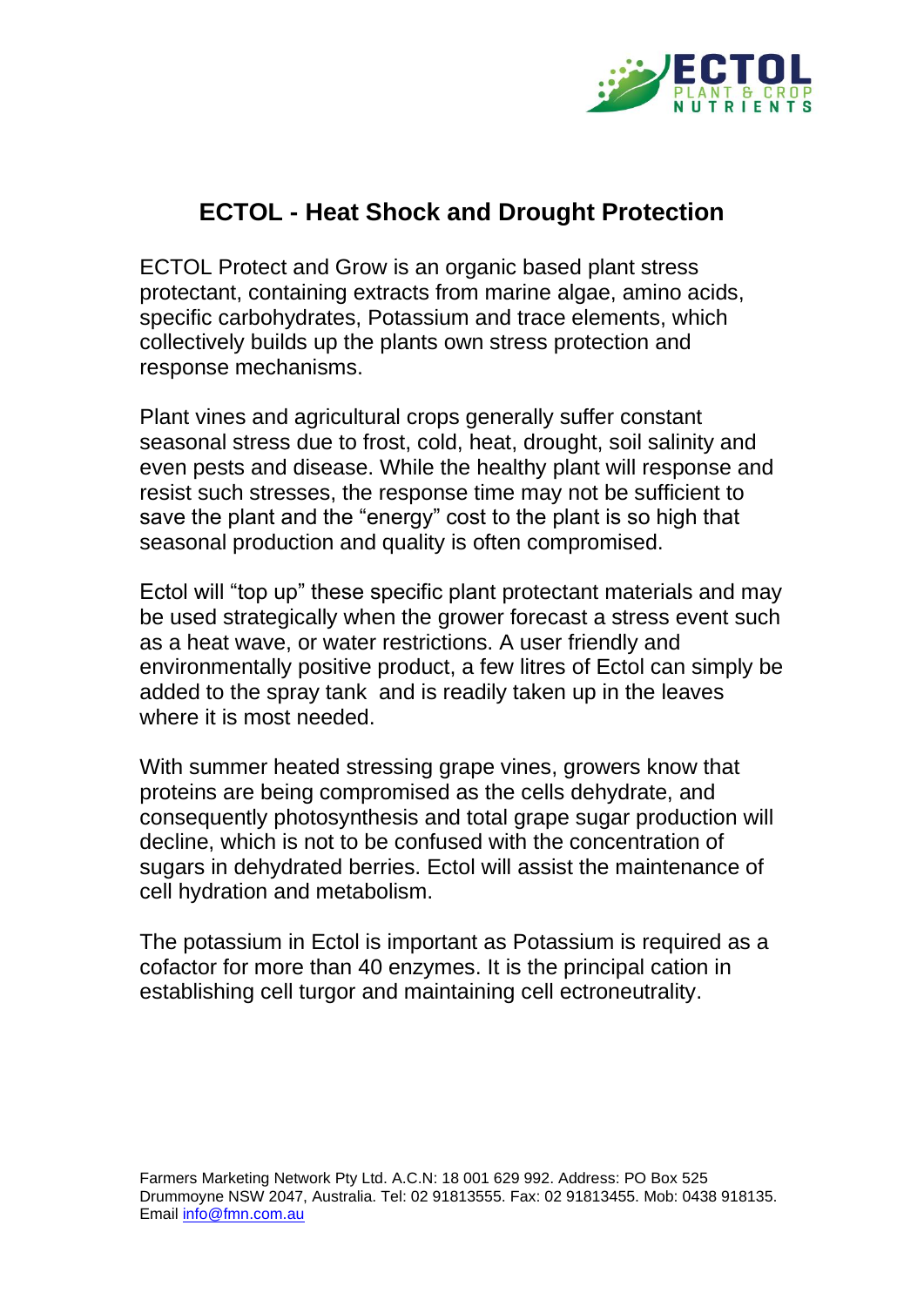# ECTOL - Heat Shock and Drought Protection

ECTOL Protect and Grow is an organic based plant stress protectant, containing extracts from marine algae, amino acids, specific carbohydrates, Potassium and trace elements, which collectively builds up the plants own stress protection and response mechanisms.

Plant vines and agricultural crops generally suffer constant seasonal stress due to frost, cold, heat, drought, soil salinity and even pests and disease. While the healthy plant will response and resist such stresses, the response time may not be sufficient to save the plant and the "energy" cost to the plant is so high that seasonal production and quality is often compromised.

Ectol will "top up" these specific plant protectant materials and may be used strategically when the grower forecast a stress event such as a heat wave, or water restrictions. A user friendly and environmentally positive product, a few litres of Ectol can simply be added to the spray tank and is readily taken up in the leaves where it is most needed.

With summer heated stressing grape vines, growers know that proteins are being compromised as the cells dehydrate, and consequently photosynthesis and total grape sugar production will decline, which is not to be confused with the concentration of sugars in dehydrated berries. Ectol will assist the maintenance of cell hydration and metabolism.

The potassium in Ectol is important as Potassium is required as a cofactor for more than 40 enzymes. It is the principal cation in establishing cell turgor and maintaining cell ectroneutrality.

Farmers Marketing Network Pty Ltd. A.C.N: 18 001 629 992. Address: PO Box 525 Drummoyne NSW 2047, Australia. Tel: 02 91813555. Fax: 02 91813455. Mob: 0438 918135. Email info@fmn.com.au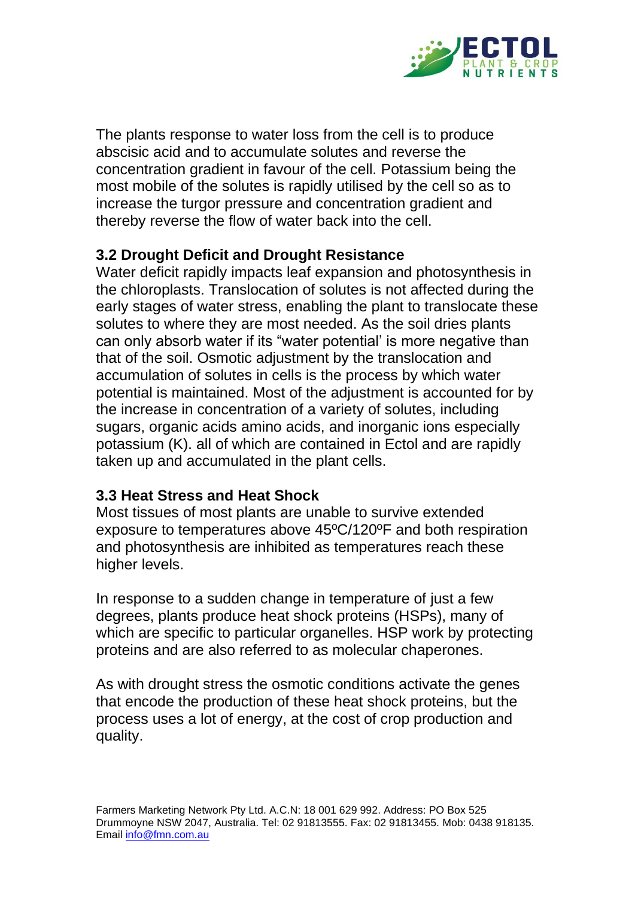The plants response to water loss from the cell is to produce abscisic acid and to accumulate solutes and reverse the concentration gradient in favour of the cell. Potassium being the most mobile of the solutes is rapidly utilised by the cell so as to increase the turgor pressure and concentration gradient and thereby reverse the flow of water back into the cell.

### 3.2 Drought Deficit and Drought Resistance

Water deficit rapidly impacts leaf expansion and photosynthesis in the chloroplasts. Translocation of solutes is not affected during the early stages of water stress, enabling the plant to translocate these solutes to where they are most needed. As the soil dries plants can only absorb water if its "water potential' is more negative than that of the soil. Osmotic adjustment by the translocation and accumulation of solutes in cells is the process by which water potential is maintained. Most of the adjustment is accounted for by the increase in concentration of a variety of solutes, including sugars, organic acids amino acids, and inorganic ions especially potassium (K). all of which are contained in Ectol and are rapidly taken up and accumulated in the plant cells.

### 3.3 Heat Stress and Heat Shock

Most tissues of most plants are unable to survive extended exposure to temperatures above 45ºC/120ºF and both respiration and photosynthesis are inhibited as temperatures reach these higher levels.

In response to a sudden change in temperature of just a few degrees, plants produce heat shock proteins (HSPs), many of which are specific to particular organelles. HSP work by protecting proteins and are also referred to as molecular chaperones.

As with drought stress the osmotic conditions activate the genes that encode the production of these heat shock proteins, but the process uses a lot of energy, at the cost of crop production and quality.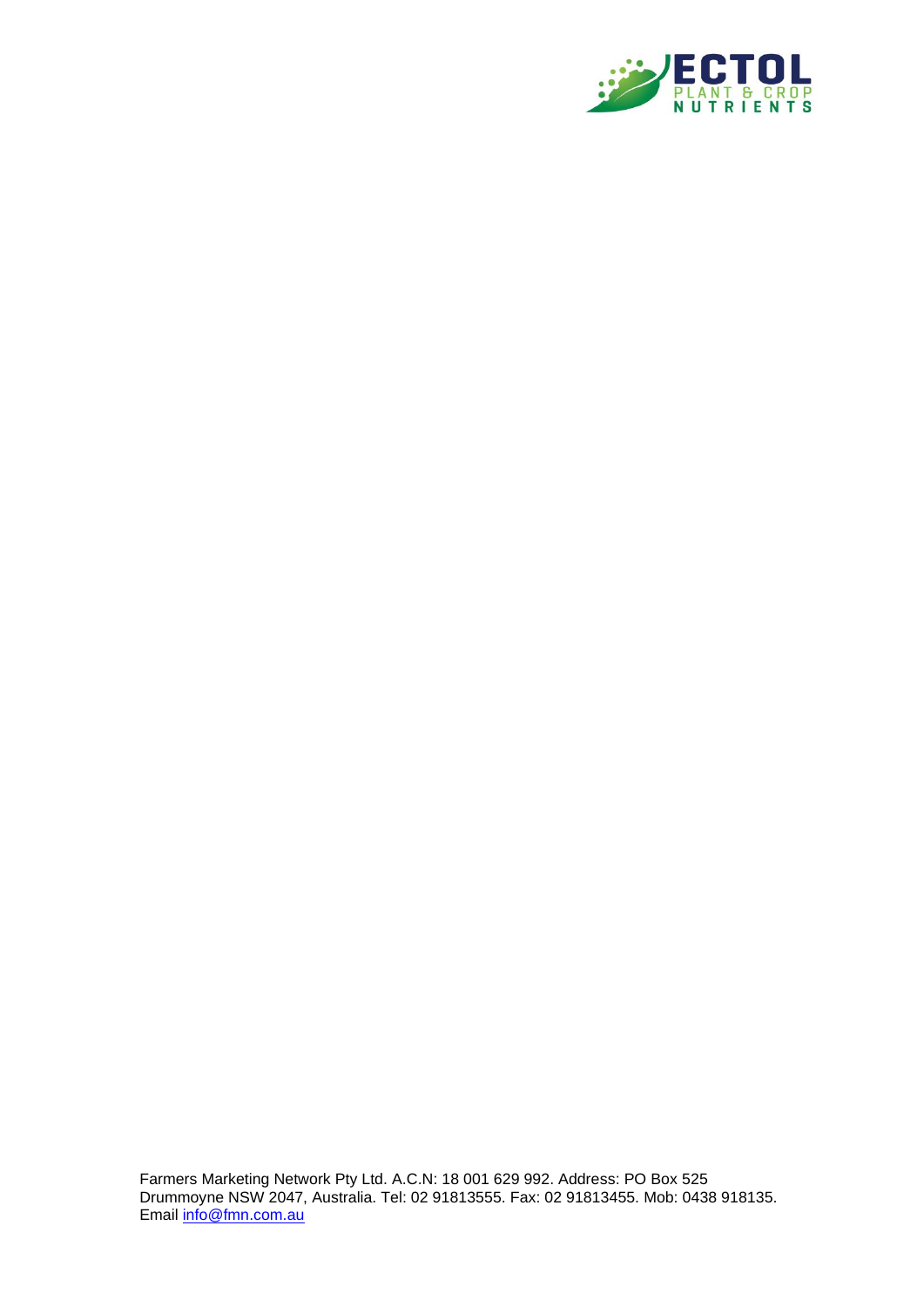Farmers Marketing Network Pty Ltd. A.C.N: 18 001 629 992. Address: PO Box 525 Drummoyne NSW 2047, Australia. Tel: 02 91813555. Fax: 02 91813455. Mob: 0438 918135. Email [info@fmn.com.au](mailto:info@fmn.com.au)